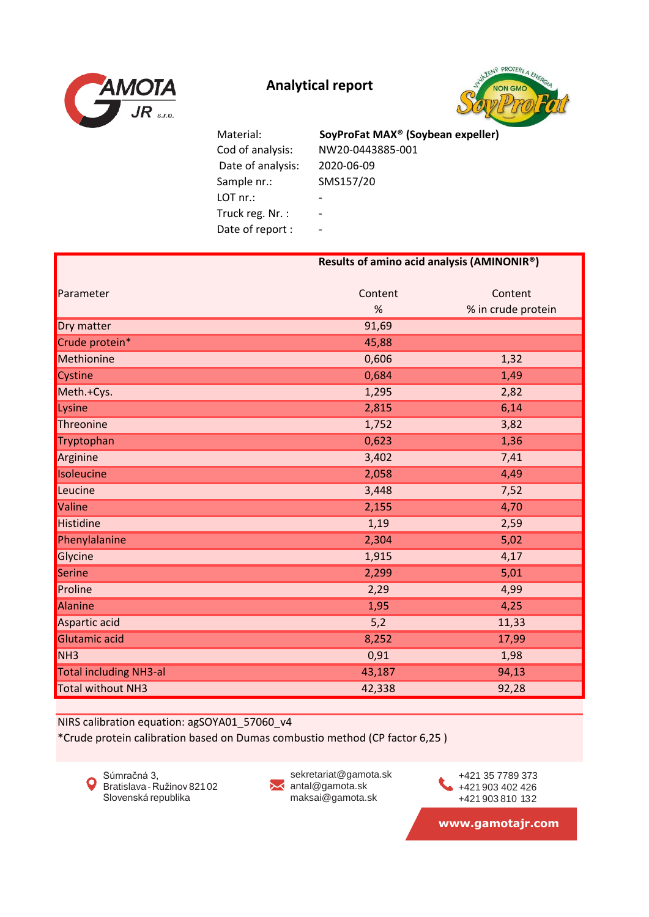# Analytical report

| | |
|---|---|
| Material: | **SoyProFat MAX® (Soybean expeller)** |
| Cod of analysis: | NW20-0443885-001 |
| Date of analysis: | 2020-06-09 |
| Sample nr.: | SMS157/20 |
| LOT nr.: | - |
| Truck reg. Nr. : | - |
| Date of report : | - |

**Results of amino acid analysis (AMINONIR®)**

| Parameter | Content % | Content % in crude protein |
|---|---|---|
| Dry matter | 91,69 | |
| Crude protein* | 45,88 | |
| Methionine | 0,606 | 1,32 |
| Cystine | 0,684 | 1,49 |
| Meth.+Cys. | 1,295 | 2,82 |
| Lysine | 2,815 | 6,14 |
| Threonine | 1,752 | 3,82 |
| Tryptophan | 0,623 | 1,36 |
| Arginine | 3,402 | 7,41 |
| Isoleucine | 2,058 | 4,49 |
| Leucine | 3,448 | 7,52 |
| Valine | 2,155 | 4,70 |
| Histidine | 1,19 | 2,59 |
| Phenylalanine | 2,304 | 5,02 |
| Glycine | 1,915 | 4,17 |
| Serine | 2,299 | 5,01 |
| Proline | 2,29 | 4,99 |
| Alanine | 1,95 | 4,25 |
| Aspartic acid | 5,2 | 11,33 |
| Glutamic acid | 8,252 | 17,99 |
| $NH_3$ | 0,91 | 1,98 |
| Total including $NH_3$-al | 43,187 | 94,13 |
| Total without $NH_3$ | 42,338 | 92,28 |

NIRS calibration equation: agSOYA01_57060_v4

*Crude protein calibration based on Dumas combustio method (CP factor 6,25 )

Súmračná 3,
Bratislava - Ružinov 821 02
Slovenská republika

sekretariat@gamota.sk
antal@gamota.sk
maksai@gamota.sk

+421 35 7789 373
+421 903 402 426
+421 903 810 132

www.gamotajr.com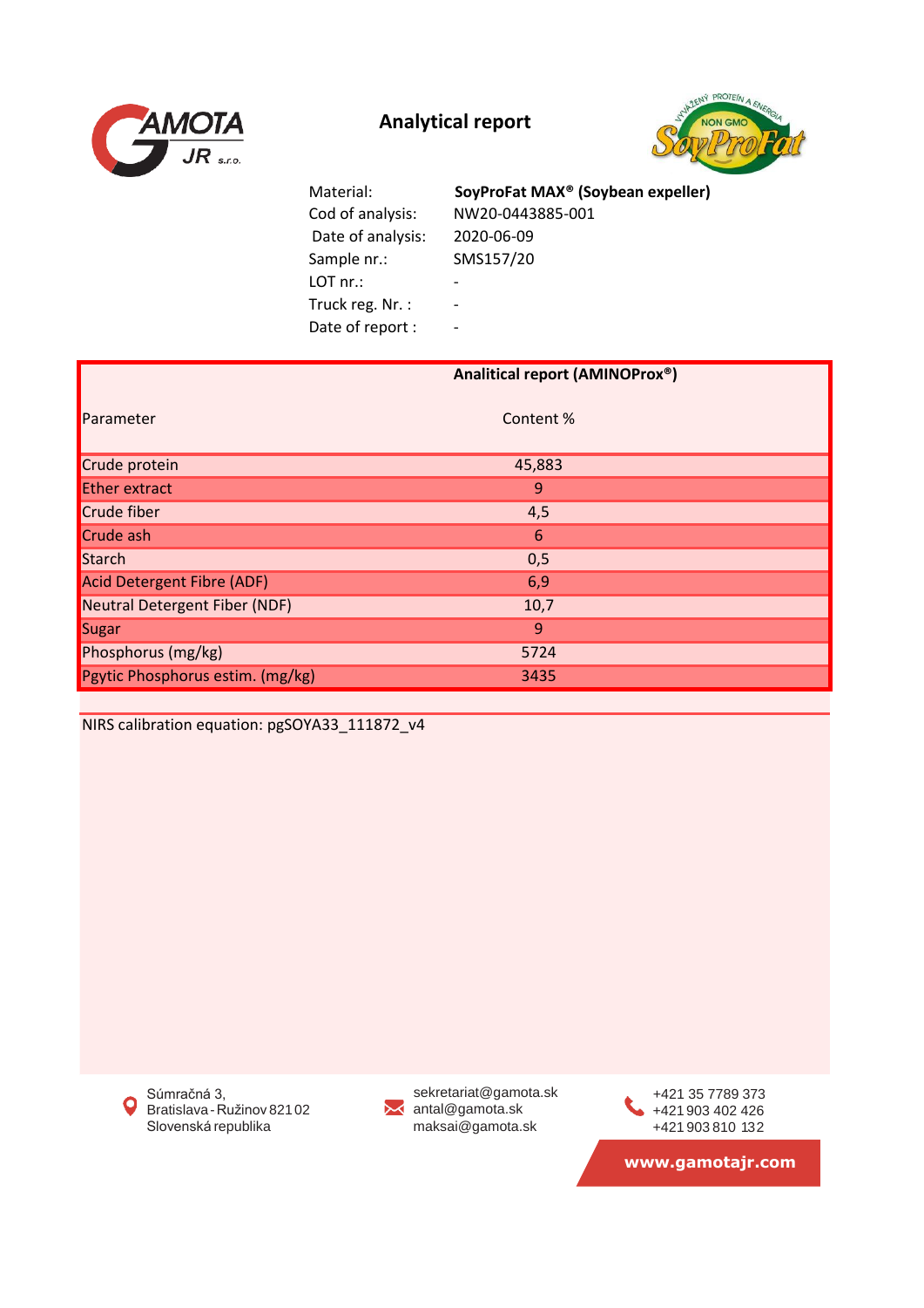# Analytical report

| | |
|---|---|
| Material: | **SoyProFat MAX® (Soybean expeller)** |
| Cod of analysis: | NW20-0443885-001 |
| Date of analysis: | 2020-06-09 |
| Sample nr.: | SMS157/20 |
| LOT nr.: | - |
| Truck reg. Nr. : | - |
| Date of report : | - |

| Parameter | **Analitical report (AMINOProx®)** Content % |
|---|---|
| Crude protein | 45,883 |
| Ether extract | 9 |
| Crude fiber | 4,5 |
| Crude ash | 6 |
| Starch | 0,5 |
| Acid Detergent Fibre (ADF) | 6,9 |
| Neutral Detergent Fiber (NDF) | 10,7 |
| Sugar | 9 |
| Phosphorus (mg/kg) | 5724 |
| Pgytic Phosphorus estim. (mg/kg) | 3435 |

NIRS calibration equation: pgSOYA33_111872_v4

Súmračná 3,
Bratislava - Ružinov 821 02
Slovenská republika

sekretariat@gamota.sk
antal@gamota.sk
maksai@gamota.sk

+421 35 7789 373
+421 903 402 426
+421 903 810 132

www.gamotajr.com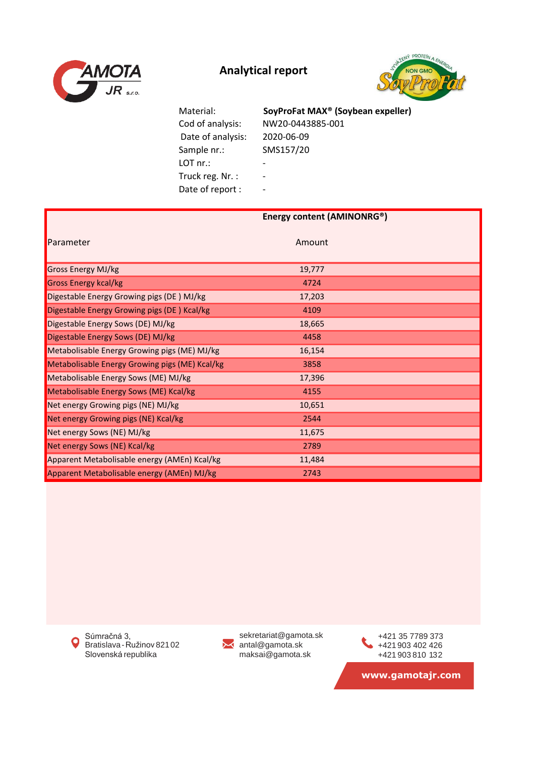# Analytical report

| | |
|---|---|
| Material: | **SoyProFat MAX® (Soybean expeller)** |
| Cod of analysis: | NW20-0443885-001 |
| Date of analysis: | 2020-06-09 |
| Sample nr.: | SMS157/20 |
| LOT nr.: | - |
| Truck reg. Nr. : | - |
| Date of report : | - |

| Parameter | **Energy content (AMINONRG®)** Amount |
|---|---|
| Gross Energy MJ/kg | 19,777 |
| Gross Energy kcal/kg | 4724 |
| Digestable Energy Growing pigs (DE ) MJ/kg | 17,203 |
| Digestable Energy Growing pigs (DE ) Kcal/kg | 4109 |
| Digestable Energy Sows (DE) MJ/kg | 18,665 |
| Digestable Energy Sows (DE) MJ/kg | 4458 |
| Metabolisable Energy Growing pigs (ME) MJ/kg | 16,154 |
| Metabolisable Energy Growing pigs (ME) Kcal/kg | 3858 |
| Metabolisable Energy Sows (ME) MJ/kg | 17,396 |
| Metabolisable Energy Sows (ME) Kcal/kg | 4155 |
| Net energy Growing pigs (NE) MJ/kg | 10,651 |
| Net energy Growing pigs (NE) Kcal/kg | 2544 |
| Net energy Sows (NE) MJ/kg | 11,675 |
| Net energy Sows (NE) Kcal/kg | 2789 |
| Apparent Metabolisable energy (AMEn) Kcal/kg | 11,484 |
| Apparent Metabolisable energy (AMEn) MJ/kg | 2743 |

Súmračná 3,
Bratislava - Ružinov 821 02
Slovenská republika

sekretariat@gamota.sk
antal@gamota.sk
maksai@gamota.sk

+421 35 7789 373
+421 903 402 426
+421 903 810 132

www.gamotajr.com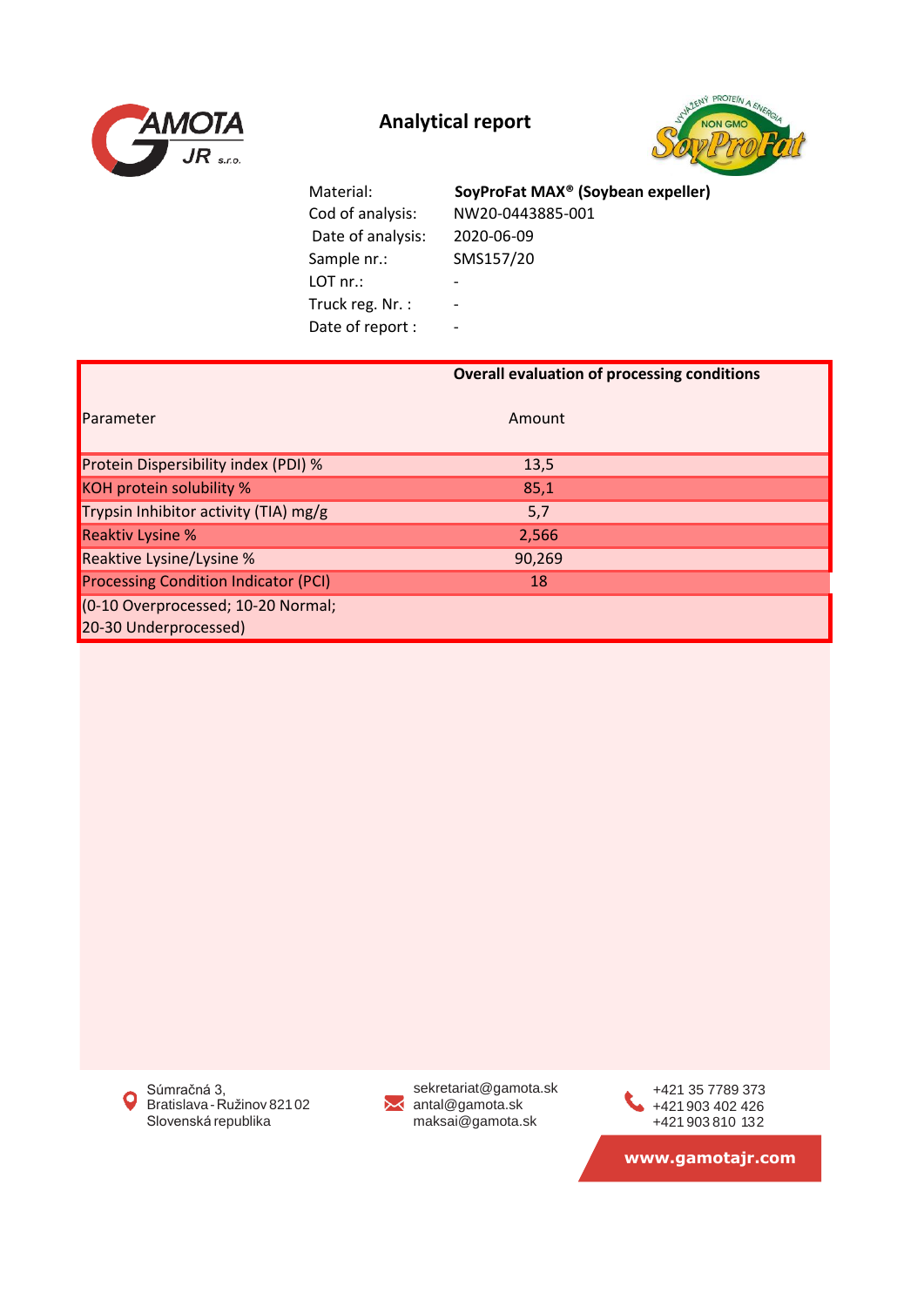# Analytical report

| | |
|---|---|
| Material: | **SoyProFat MAX® (Soybean expeller)** |
| Cod of analysis: | NW20-0443885-001 |
| Date of analysis: | 2020-06-09 |
| Sample nr.: | SMS157/20 |
| LOT nr.: | - |
| Truck reg. Nr. : | - |
| Date of report : | - |

**Overall evaluation of processing conditions**

| Parameter | Amount |
|---|---|
| Protein Dispersibility index (PDI) % | 13,5 |
| KOH protein solubility % | 85,1 |
| Trypsin Inhibitor activity (TIA) mg/g | 5,7 |
| Reaktiv Lysine % | 2,566 |
| Reaktive Lysine/Lysine % | 90,269 |
| Processing Condition Indicator (PCI) | 18 |
| (0-10 Overprocessed; 10-20 Normal; 20-30 Underprocessed) | |

Súmračná 3,
Bratislava - Ružinov 821 02
Slovenská republika

sekretariat@gamota.sk
antal@gamota.sk
maksai@gamota.sk

+421 35 7789 373
+421 903 402 426
+421 903 810 132

www.gamotajr.com